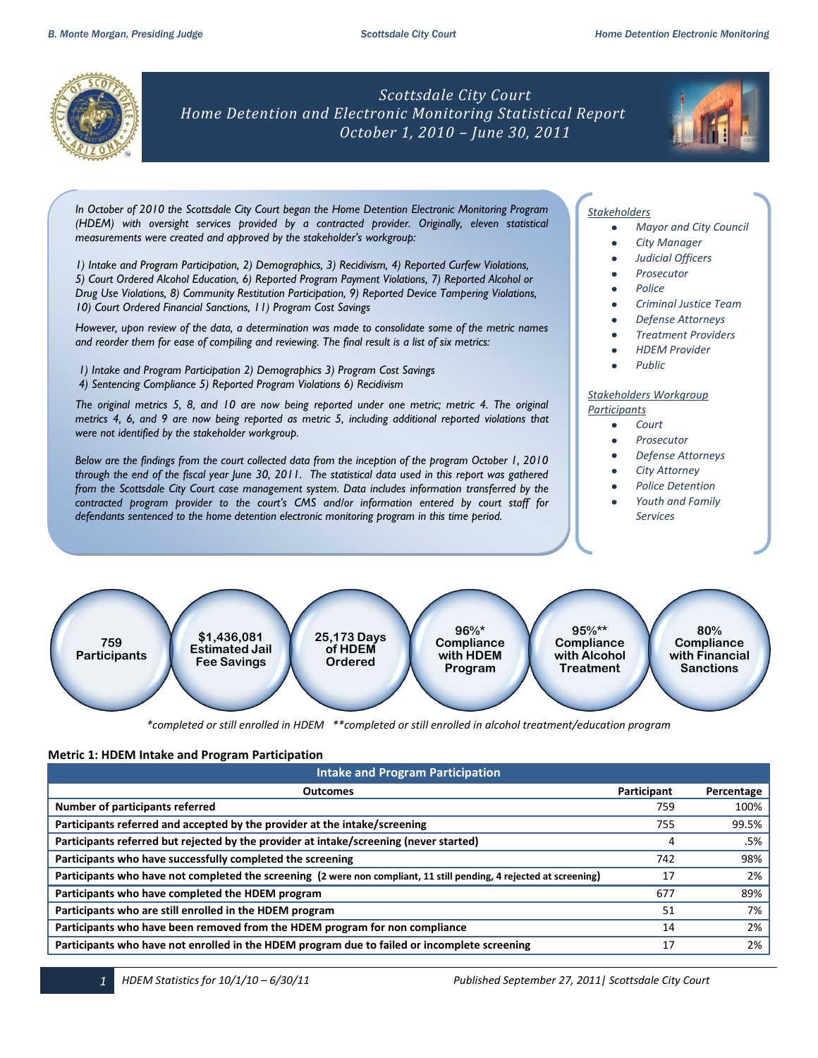# Scottsdale City Court
## Home Detention and Electronic Monitoring Statistical Report
### October 1, 2010 – June 30, 2011

*In October of 2010 the Scottsdale City Court began the Home Detention Electronic Monitoring Program (HDEM) with oversight services provided by a contracted provider. Originally, eleven statistical measurements were created and approved by the stakeholder's workgroup:*

*1) Intake and Program Participation, 2) Demographics, 3) Recidivism, 4) Reported Curfew Violations, 5) Court Ordered Alcohol Education, 6) Reported Program Payment Violations, 7) Reported Alcohol or Drug Use Violations, 8) Community Restitution Participation, 9) Reported Device Tampering Violations, 10) Court Ordered Financial Sanctions, 11) Program Cost Savings*

*However, upon review of the data, a determination was made to consolidate some of the metric names and reorder them for ease of compiling and reviewing. The final result is a list of six metrics:*

*1) Intake and Program Participation 2) Demographics 3) Program Cost Savings*
*4) Sentencing Compliance 5) Reported Program Violations 6) Recidivism*

*The original metrics 5, 8, and 10 are now being reported under one metric; metric 4. The original metrics 4, 6, and 9 are now being reported as metric 5, including additional reported violations that were not identified by the stakeholder workgroup.*

*Below are the findings from the court collected data from the inception of the program October 1, 2010 through the end of the fiscal year June 30, 2011. The statistical data used in this report was gathered from the Scottsdale City Court case management system. Data includes information transferred by the contracted program provider to the court's CMS and/or information entered by court staff for defendants sentenced to the home detention electronic monitoring program in this time period.*

*Stakeholders*
- *Mayor and City Council*
- *City Manager*
- *Judicial Officers*
- *Prosecutor*
- *Police*
- *Criminal Justice Team*
- *Defense Attorneys*
- *Treatment Providers*
- *HDEM Provider*
- *Public*

*Stakeholders Workgroup Participants*
- *Court*
- *Prosecutor*
- *Defense Attorneys*
- *City Attorney*
- *Police Detention*
- *Youth and Family Services*

**759 Participants** | **$1,436,081 Estimated Jail Fee Savings** | **25,173 Days of HDEM Ordered** | **96%* Compliance with HDEM Program** | **95%** Compliance with Alcohol Treatment** | **80% Compliance with Financial Sanctions**

*\*completed or still enrolled in HDEM \*\*completed or still enrolled in alcohol treatment/education program*

### Metric 1: HDEM Intake and Program Participation

| Outcomes | Participant | Percentage |
|---|---|---|
| **Number of participants referred** | 759 | 100% |
| **Participants referred and accepted by the provider at the intake/screening** | 755 | 99.5% |
| **Participants referred but rejected by the provider at intake/screening (never started)** | 4 | .5% |
| **Participants who have successfully completed the screening** | 742 | 98% |
| **Participants who have not completed the screening (2 were non compliant, 11 still pending, 4 rejected at screening)** | 17 | 2% |
| **Participants who have completed the HDEM program** | 677 | 89% |
| **Participants who are still enrolled in the HDEM program** | 51 | 7% |
| **Participants who have been removed from the HDEM program for non compliance** | 14 | 2% |
| **Participants who have not enrolled in the HDEM program due to failed or incomplete screening** | 17 | 2% |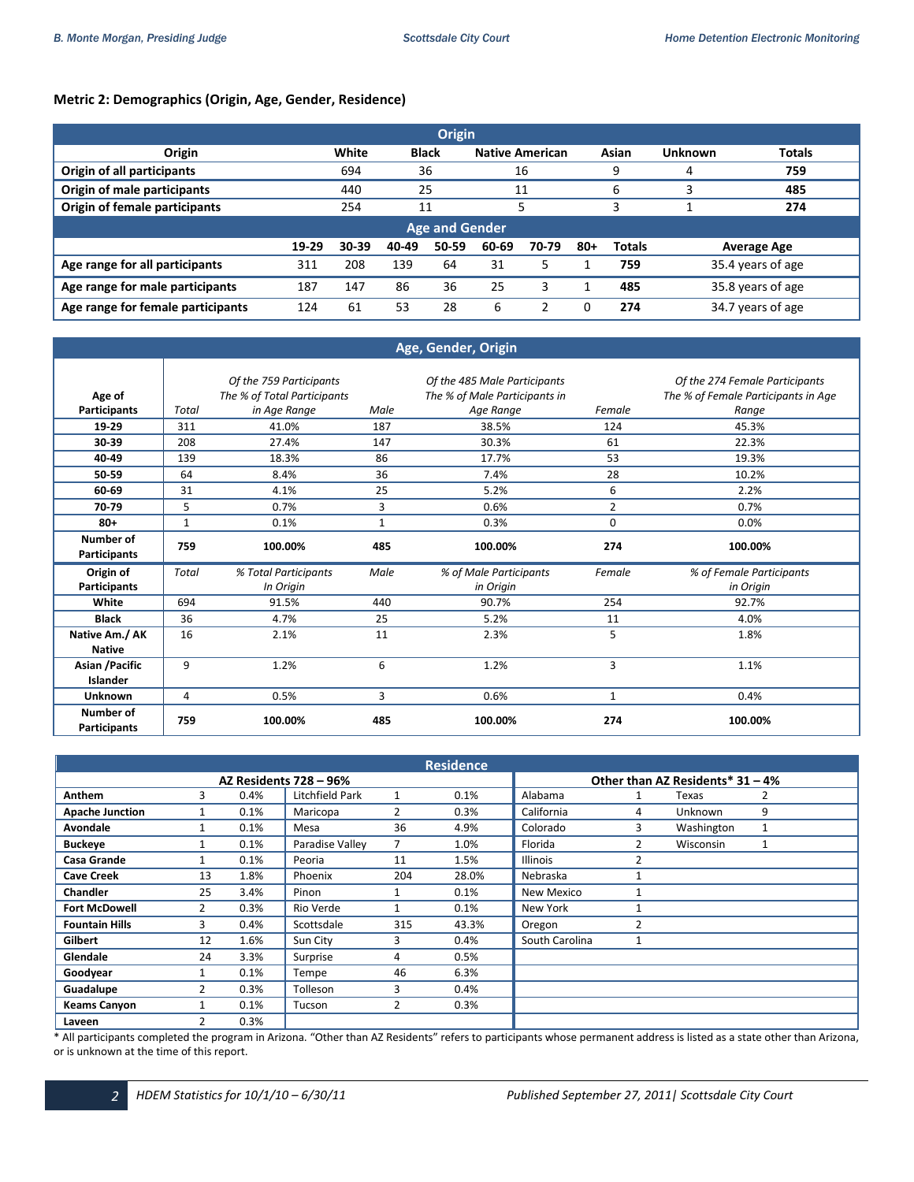### Metric 2: Demographics (Origin, Age, Gender, Residence)

| Origin | | | | | | |
|---|---|---|---|---|---|---|
| **Origin** | **White** | **Black** | **Native American** | **Asian** | **Unknown** | **Totals** |
| **Origin of all participants** | 694 | 36 | 16 | 9 | 4 | **759** |
| **Origin of male participants** | 440 | 25 | 11 | 6 | 3 | **485** |
| **Origin of female participants** | 254 | 11 | 5 | 3 | 1 | **274** |

| Age and Gender | | | | | | | | | |
|---|---|---|---|---|---|---|---|---|---|
| | **19-29** | **30-39** | **40-49** | **50-59** | **60-69** | **70-79** | **80+** | **Totals** | **Average Age** |
| **Age range for all participants** | 311 | 208 | 139 | 64 | 31 | 5 | 1 | **759** | 35.4 years of age |
| **Age range for male participants** | 187 | 147 | 86 | 36 | 25 | 3 | 1 | **485** | 35.8 years of age |
| **Age range for female participants** | 124 | 61 | 53 | 28 | 6 | 2 | 0 | **274** | 34.7 years of age |

| Age, Gender, Origin | | | | | | |
|---|---|---|---|---|---|---|
| **Age of Participants** | *Total* | *Of the 759 Participants The % of Total Participants in Age Range* | *Male* | *Of the 485 Male Participants The % of Male Participants in Age Range* | *Female* | *Of the 274 Female Participants The % of Female Participants in Age Range* |
| **19-29** | 311 | 41.0% | 187 | 38.5% | 124 | 45.3% |
| **30-39** | 208 | 27.4% | 147 | 30.3% | 61 | 22.3% |
| **40-49** | 139 | 18.3% | 86 | 17.7% | 53 | 19.3% |
| **50-59** | 64 | 8.4% | 36 | 7.4% | 28 | 10.2% |
| **60-69** | 31 | 4.1% | 25 | 5.2% | 6 | 2.2% |
| **70-79** | 5 | 0.7% | 3 | 0.6% | 2 | 0.7% |
| **80+** | 1 | 0.1% | 1 | 0.3% | 0 | 0.0% |
| **Number of Participants** | **759** | **100.00%** | **485** | **100.00%** | **274** | **100.00%** |
| **Origin of Participants** | *Total* | *% Total Participants In Origin* | *Male* | *% of Male Participants in Origin* | *Female* | *% of Female Participants in Origin* |
| **White** | 694 | 91.5% | 440 | 90.7% | 254 | 92.7% |
| **Black** | 36 | 4.7% | 25 | 5.2% | 11 | 4.0% |
| **Native Am./ AK Native** | 16 | 2.1% | 11 | 2.3% | 5 | 1.8% |
| **Asian /Pacific Islander** | 9 | 1.2% | 6 | 1.2% | 3 | 1.1% |
| **Unknown** | 4 | 0.5% | 3 | 0.6% | 1 | 0.4% |
| **Number of Participants** | **759** | **100.00%** | **485** | **100.00%** | **274** | **100.00%** |

| Residence | | | | | | | | | |
|---|---|---|---|---|---|---|---|---|---|
| **AZ Residents 728 – 96%** | | | | | | **Other than AZ Residents* 31 – 4%** | | | |
| **Anthem** | 3 | 0.4% | Litchfield Park | 1 | 0.1% | Alabama | 1 | Texas | 2 |
| **Apache Junction** | 1 | 0.1% | Maricopa | 2 | 0.3% | California | 4 | Unknown | 9 |
| **Avondale** | 1 | 0.1% | Mesa | 36 | 4.9% | Colorado | 3 | Washington | 1 |
| **Buckeye** | 1 | 0.1% | Paradise Valley | 7 | 1.0% | Florida | 2 | Wisconsin | 1 |
| **Casa Grande** | 1 | 0.1% | Peoria | 11 | 1.5% | Illinois | 2 | | |
| **Cave Creek** | 13 | 1.8% | Phoenix | 204 | 28.0% | Nebraska | 1 | | |
| **Chandler** | 25 | 3.4% | Pinon | 1 | 0.1% | New Mexico | 1 | | |
| **Fort McDowell** | 2 | 0.3% | Rio Verde | 1 | 0.1% | New York | 1 | | |
| **Fountain Hills** | 3 | 0.4% | Scottsdale | 315 | 43.3% | Oregon | 2 | | |
| **Gilbert** | 12 | 1.6% | Sun City | 3 | 0.4% | South Carolina | 1 | | |
| **Glendale** | 24 | 3.3% | Surprise | 4 | 0.5% | | | | |
| **Goodyear** | 1 | 0.1% | Tempe | 46 | 6.3% | | | | |
| **Guadalupe** | 2 | 0.3% | Tolleson | 3 | 0.4% | | | | |
| **Keams Canyon** | 1 | 0.1% | Tucson | 2 | 0.3% | | | | |
| **Laveen** | 2 | 0.3% | | | | | | | |

* All participants completed the program in Arizona. "Other than AZ Residents" refers to participants whose permanent address is listed as a state other than Arizona, or is unknown at the time of this report.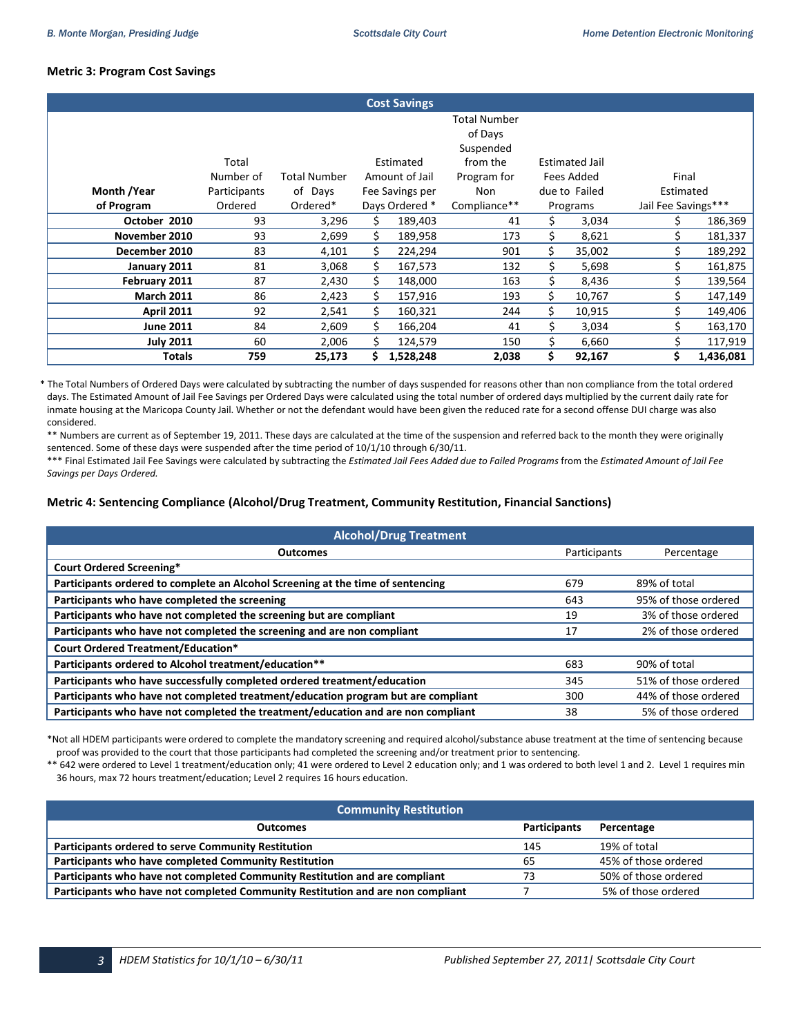**Metric 3: Program Cost Savings**

| Cost Savings | | | | | | |
|---|---|---|---|---|---|---|
| Month /Year of Program | Total Number of Participants Ordered | Total Number of Days Ordered* | Estimated Amount of Jail Fee Savings per Days Ordered * | Total Number of Days Suspended from the Program for Non Compliance** | Estimated Jail Fees Added due to Failed Programs | Final Estimated Jail Fee Savings*** |
| **October 2010** | 93 | 3,296 | $ 189,403 | 41 | $ 3,034 | $ 186,369 |
| **November 2010** | 93 | 2,699 | $ 189,958 | 173 | $ 8,621 | $ 181,337 |
| **December 2010** | 83 | 4,101 | $ 224,294 | 901 | $ 35,002 | $ 189,292 |
| **January 2011** | 81 | 3,068 | $ 167,573 | 132 | $ 5,698 | $ 161,875 |
| **February 2011** | 87 | 2,430 | $ 148,000 | 163 | $ 8,436 | $ 139,564 |
| **March 2011** | 86 | 2,423 | $ 157,916 | 193 | $ 10,767 | $ 147,149 |
| **April 2011** | 92 | 2,541 | $ 160,321 | 244 | $ 10,915 | $ 149,406 |
| **June 2011** | 84 | 2,609 | $ 166,204 | 41 | $ 3,034 | $ 163,170 |
| **July 2011** | 60 | 2,006 | $ 124,579 | 150 | $ 6,660 | $ 117,919 |
| **Totals** | **759** | **25,173** | **$ 1,528,248** | **2,038** | **$ 92,167** | **$ 1,436,081** |

\* The Total Numbers of Ordered Days were calculated by subtracting the number of days suspended for reasons other than non compliance from the total ordered days. The Estimated Amount of Jail Fee Savings per Ordered Days were calculated using the total number of ordered days multiplied by the current daily rate for inmate housing at the Maricopa County Jail. Whether or not the defendant would have been given the reduced rate for a second offense DUI charge was also considered.

\*\* Numbers are current as of September 19, 2011. These days are calculated at the time of the suspension and referred back to the month they were originally sentenced. Some of these days were suspended after the time period of 10/1/10 through 6/30/11.

\*\*\* Final Estimated Jail Fee Savings were calculated by subtracting the *Estimated Jail Fees Added due to Failed Programs* from the *Estimated Amount of Jail Fee Savings per Days Ordered.*

**Metric 4: Sentencing Compliance (Alcohol/Drug Treatment, Community Restitution, Financial Sanctions)**

| Alcohol/Drug Treatment | | |
|---|---|---|
| **Outcomes** | Participants | Percentage |
| **Court Ordered Screening*** | | |
| **Participants ordered to complete an Alcohol Screening at the time of sentencing** | 679 | 89% of total |
| **Participants who have completed the screening** | 643 | 95% of those ordered |
| **Participants who have not completed the screening but are compliant** | 19 | 3% of those ordered |
| **Participants who have not completed the screening and are non compliant** | 17 | 2% of those ordered |
| **Court Ordered Treatment/Education*** | | |
| **Participants ordered to Alcohol treatment/education**** | 683 | 90% of total |
| **Participants who have successfully completed ordered treatment/education** | 345 | 51% of those ordered |
| **Participants who have not completed treatment/education program but are compliant** | 300 | 44% of those ordered |
| **Participants who have not completed the treatment/education and are non compliant** | 38 | 5% of those ordered |

\*Not all HDEM participants were ordered to complete the mandatory screening and required alcohol/substance abuse treatment at the time of sentencing because proof was provided to the court that those participants had completed the screening and/or treatment prior to sentencing.

\*\* 642 were ordered to Level 1 treatment/education only; 41 were ordered to Level 2 education only; and 1 was ordered to both level 1 and 2. Level 1 requires min 36 hours, max 72 hours treatment/education; Level 2 requires 16 hours education.

| Community Restitution | | |
|---|---|---|
| **Outcomes** | **Participants** | **Percentage** |
| **Participants ordered to serve Community Restitution** | 145 | 19% of total |
| **Participants who have completed Community Restitution** | 65 | 45% of those ordered |
| **Participants who have not completed Community Restitution and are compliant** | 73 | 50% of those ordered |
| **Participants who have not completed Community Restitution and are non compliant** | 7 | 5% of those ordered |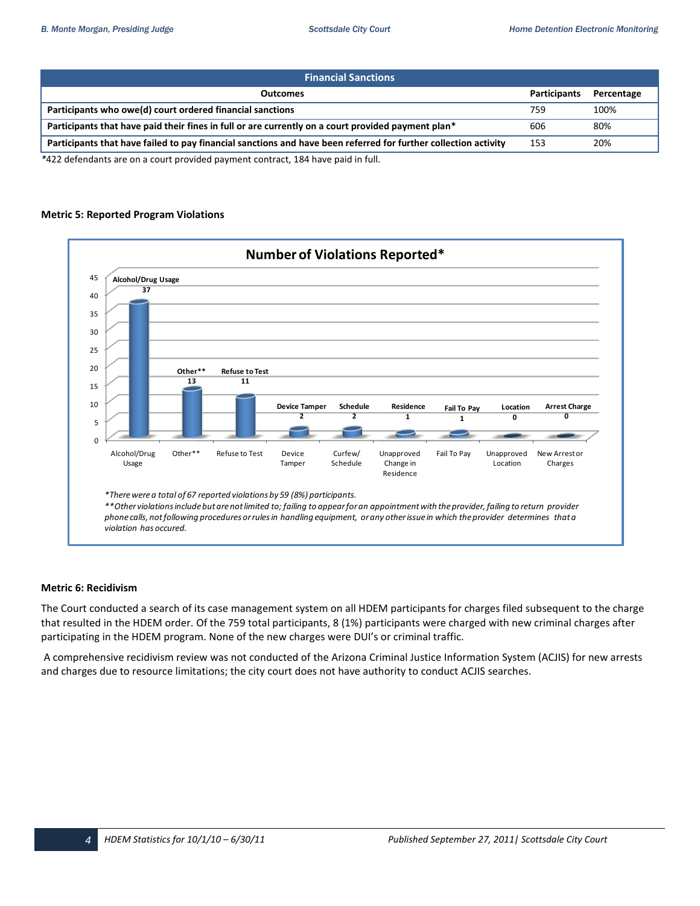| Financial Sanctions | | |
|---|---|---|
| **Outcomes** | **Participants** | **Percentage** |
| **Participants who owe(d) court ordered financial sanctions** | 759 | 100% |
| **Participants that have paid their fines in full or are currently on a court provided payment plan*** | 606 | 80% |
| **Participants that have failed to pay financial sanctions and have been referred for further collection activity** | 153 | 20% |

*422 defendants are on a court provided payment contract, 184 have paid in full.

**Metric 5: Reported Program Violations**

**Number of Violations Reported***

45
40
35
30
25
20
15
10
5
0

Alcohol/Drug Usage 37
Other** 13
Refuse to Test 11
Device Tamper 2
Schedule 2
Residence 1
Fail To Pay 1
Location 0
Arrest Charge 0

Alcohol/Drug Usage
Other**
Refuse to Test
Device Tamper
Curfew/ Schedule
Unapproved Change in Residence
Fail To Pay
Unapproved Location
New Arrest or Charges

*There were a total of 67 reported violations by 59 (8%) participants.*

*\*\*Other violations include but are not limited to; failing to appear for an appointment with the provider, failing to return provider phone calls, not following procedures or rules in handling equipment, or any other issue in which the provider determines that a violation has occured.*

**Metric 6: Recidivism**

The Court conducted a search of its case management system on all HDEM participants for charges filed subsequent to the charge that resulted in the HDEM order. Of the 759 total participants, 8 (1%) participants were charged with new criminal charges after participating in the HDEM program. None of the new charges were DUI's or criminal traffic.

A comprehensive recidivism review was not conducted of the Arizona Criminal Justice Information System (ACJIS) for new arrests and charges due to resource limitations; the city court does not have authority to conduct ACJIS searches.